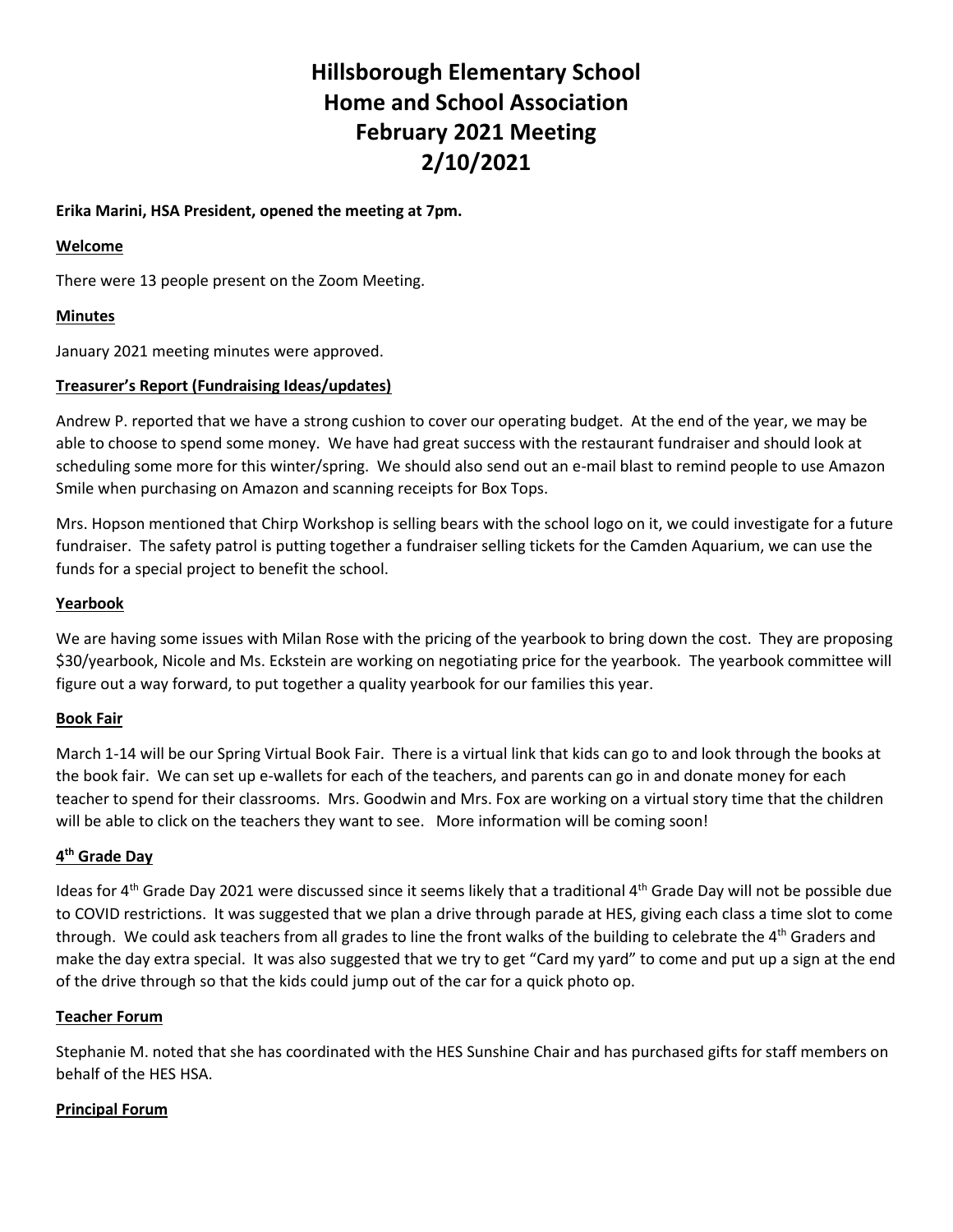# Hillsborough Elementary School
# Home and School Association
# February 2021 Meeting
# 2/10/2021

**Erika Marini, HSA President, opened the meeting at 7pm.**

**Welcome**

There were 13 people present on the Zoom Meeting.

**Minutes**

January 2021 meeting minutes were approved.

**Treasurer's Report (Fundraising Ideas/updates)**

Andrew P. reported that we have a strong cushion to cover our operating budget. At the end of the year, we may be able to choose to spend some money. We have had great success with the restaurant fundraiser and should look at scheduling some more for this winter/spring. We should also send out an e-mail blast to remind people to use Amazon Smile when purchasing on Amazon and scanning receipts for Box Tops.

Mrs. Hopson mentioned that Chirp Workshop is selling bears with the school logo on it, we could investigate for a future fundraiser. The safety patrol is putting together a fundraiser selling tickets for the Camden Aquarium, we can use the funds for a special project to benefit the school.

**Yearbook**

We are having some issues with Milan Rose with the pricing of the yearbook to bring down the cost. They are proposing $30/yearbook, Nicole and Ms. Eckstein are working on negotiating price for the yearbook. The yearbook committee will figure out a way forward, to put together a quality yearbook for our families this year.

**Book Fair**

March 1-14 will be our Spring Virtual Book Fair. There is a virtual link that kids can go to and look through the books at the book fair. We can set up e-wallets for each of the teachers, and parents can go in and donate money for each teacher to spend for their classrooms. Mrs. Goodwin and Mrs. Fox are working on a virtual story time that the children will be able to click on the teachers they want to see. More information will be coming soon!

**4th Grade Day**

Ideas for 4th Grade Day 2021 were discussed since it seems likely that a traditional 4th Grade Day will not be possible due to COVID restrictions. It was suggested that we plan a drive through parade at HES, giving each class a time slot to come through. We could ask teachers from all grades to line the front walks of the building to celebrate the 4th Graders and make the day extra special. It was also suggested that we try to get "Card my yard" to come and put up a sign at the end of the drive through so that the kids could jump out of the car for a quick photo op.

**Teacher Forum**

Stephanie M. noted that she has coordinated with the HES Sunshine Chair and has purchased gifts for staff members on behalf of the HES HSA.

**Principal Forum**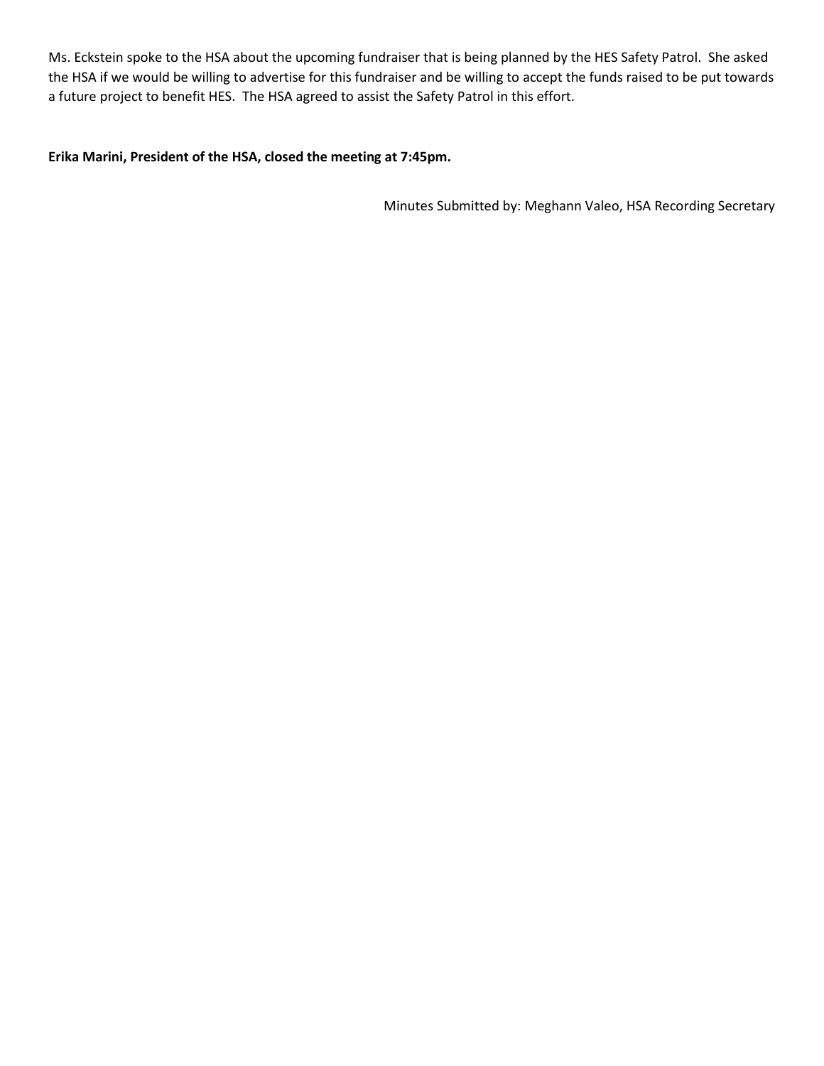Ms. Eckstein spoke to the HSA about the upcoming fundraiser that is being planned by the HES Safety Patrol. She asked the HSA if we would be willing to advertise for this fundraiser and be willing to accept the funds raised to be put towards a future project to benefit HES. The HSA agreed to assist the Safety Patrol in this effort.

**Erika Marini, President of the HSA, closed the meeting at 7:45pm.**

Minutes Submitted by: Meghann Valeo, HSA Recording Secretary